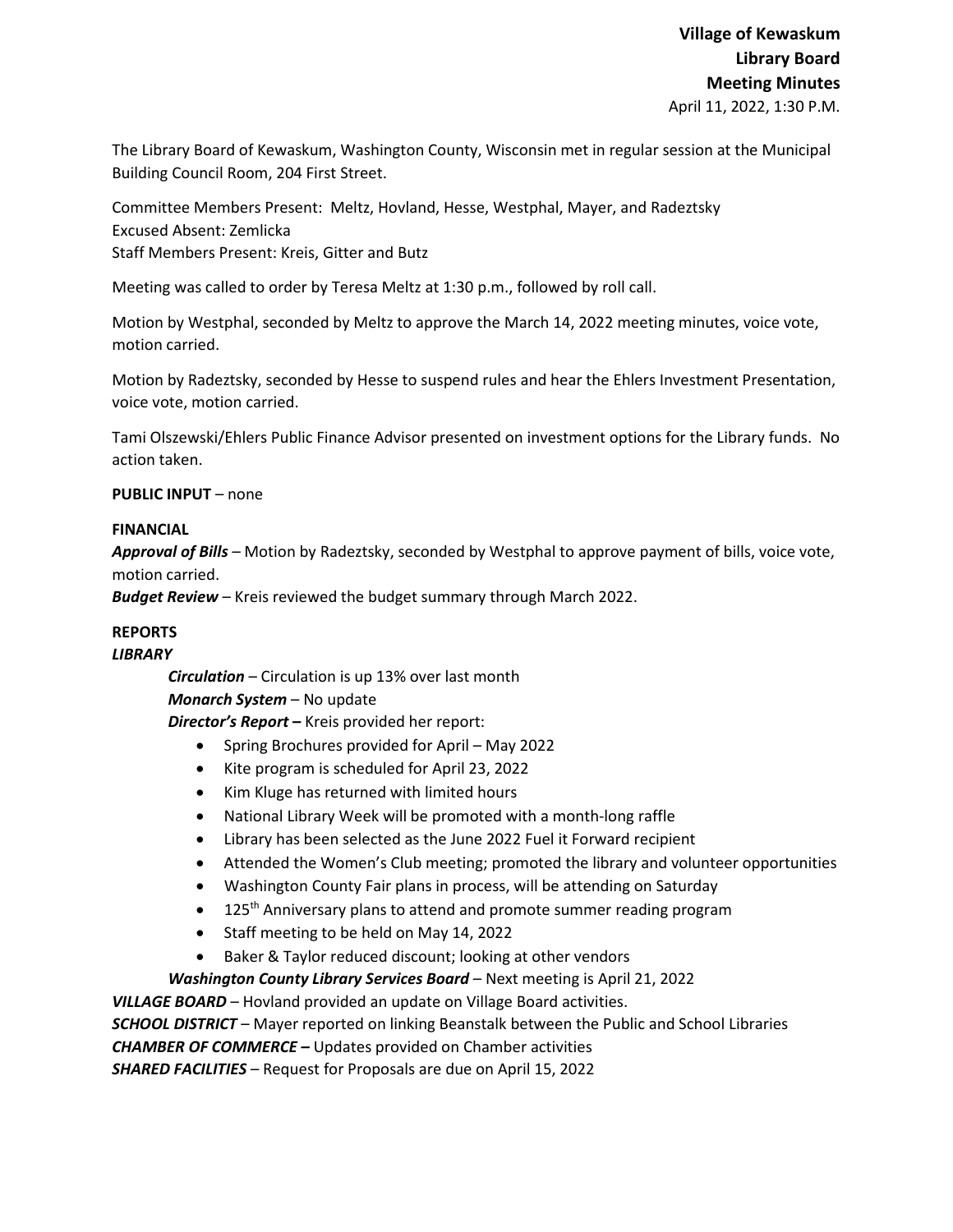**Village of Kewaskum**
**Library Board**
**Meeting Minutes**
April 11, 2022, 1:30 P.M.

The Library Board of Kewaskum, Washington County, Wisconsin met in regular session at the Municipal Building Council Room, 204 First Street.

Committee Members Present: Meltz, Hovland, Hesse, Westphal, Mayer, and Radeztsky
Excused Absent: Zemlicka
Staff Members Present: Kreis, Gitter and Butz

Meeting was called to order by Teresa Meltz at 1:30 p.m., followed by roll call.

Motion by Westphal, seconded by Meltz to approve the March 14, 2022 meeting minutes, voice vote, motion carried.

Motion by Radeztsky, seconded by Hesse to suspend rules and hear the Ehlers Investment Presentation, voice vote, motion carried.

Tami Olszewski/Ehlers Public Finance Advisor presented on investment options for the Library funds. No action taken.

**PUBLIC INPUT** – none

**FINANCIAL**

***Approval of Bills*** – Motion by Radeztsky, seconded by Westphal to approve payment of bills, voice vote, motion carried.

***Budget Review*** – Kreis reviewed the budget summary through March 2022.

**REPORTS**

***LIBRARY***

***Circulation*** – Circulation is up 13% over last month

***Monarch System*** – No update

***Director's Report –*** Kreis provided her report:

- Spring Brochures provided for April – May 2022
- Kite program is scheduled for April 23, 2022
- Kim Kluge has returned with limited hours
- National Library Week will be promoted with a month-long raffle
- Library has been selected as the June 2022 Fuel it Forward recipient
- Attended the Women's Club meeting; promoted the library and volunteer opportunities
- Washington County Fair plans in process, will be attending on Saturday
- 125th Anniversary plans to attend and promote summer reading program
- Staff meeting to be held on May 14, 2022
- Baker & Taylor reduced discount; looking at other vendors

***Washington County Library Services Board*** – Next meeting is April 21, 2022

***VILLAGE BOARD*** – Hovland provided an update on Village Board activities.

***SCHOOL DISTRICT*** – Mayer reported on linking Beanstalk between the Public and School Libraries

***CHAMBER OF COMMERCE –*** Updates provided on Chamber activities

***SHARED FACILITIES*** – Request for Proposals are due on April 15, 2022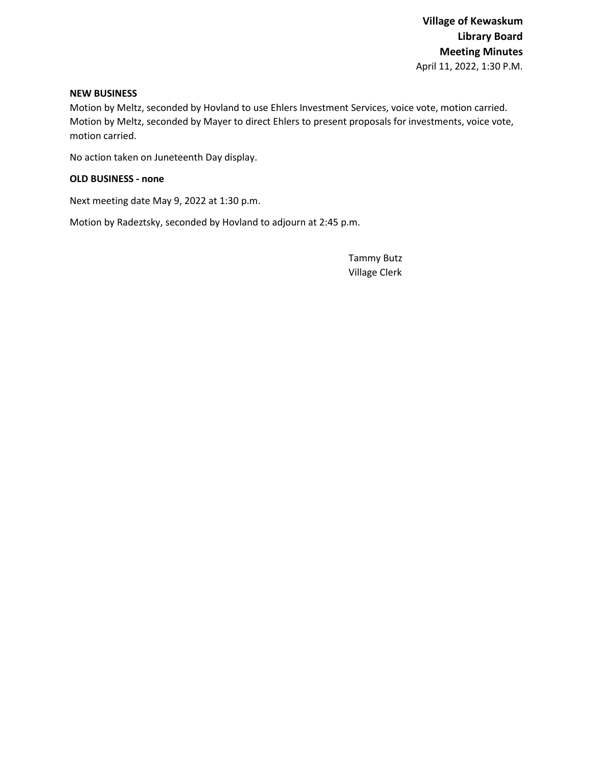**NEW BUSINESS**

Motion by Meltz, seconded by Hovland to use Ehlers Investment Services, voice vote, motion carried. Motion by Meltz, seconded by Mayer to direct Ehlers to present proposals for investments, voice vote, motion carried.

No action taken on Juneteenth Day display.

**OLD BUSINESS - none**

Next meeting date May 9, 2022 at 1:30 p.m.

Motion by Radeztsky, seconded by Hovland to adjourn at 2:45 p.m.

Tammy Butz
Village Clerk